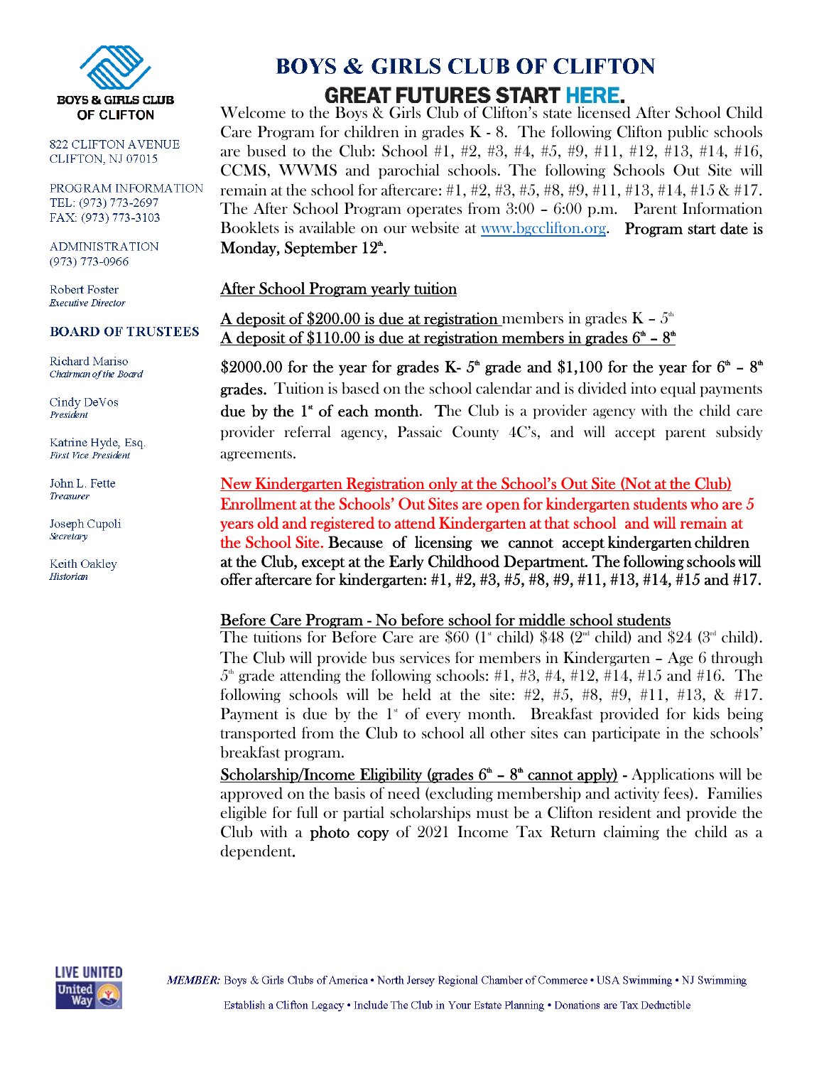BOYS & GIRLS CLUB OF CLIFTON

822 CLIFTON AVENUE
CLIFTON, NJ 07015

PROGRAM INFORMATION
TEL: (973) 773-2697
FAX: (973) 773-3103

ADMINISTRATION
(973) 773-0966

Robert Foster
*Executive Director*

**BOARD OF TRUSTEES**

Richard Mariso
*Chairman of the Board*

Cindy DeVos
*President*

Katrine Hyde, Esq.
*First Vice President*

John L. Fette
*Treasurer*

Joseph Cupoli
*Secretary*

Keith Oakley
*Historian*

# BOYS & GIRLS CLUB OF CLIFTON

## GREAT FUTURES START HERE.

Welcome to the Boys & Girls Club of Clifton's state licensed After School Child Care Program for children in grades K - 8. The following Clifton public schools are bused to the Club: School #1, #2, #3, #4, #5, #9, #11, #12, #13, #14, #16, CCMS, WWMS and parochial schools. The following Schools Out Site will remain at the school for aftercare: #1, #2, #3, #5, #8, #9, #11, #13, #14, #15 & #17. The After School Program operates from 3:00 – 6:00 p.m. Parent Information Booklets is available on our website at www.bgcclifton.org. **Program start date is Monday, September 12th.**

After School Program yearly tuition

A deposit of $200.00 is due at registration members in grades K – 5th
A deposit of $110.00 is due at registration members in grades 6th – 8th

**$2000.00 for the year for grades K- 5th grade and $1,100 for the year for 6th – 8th grades.** Tuition is based on the school calendar and is divided into equal payments **due by the 1st of each month.** The Club is a provider agency with the child care provider referral agency, Passaic County 4C's, and will accept parent subsidy agreements.

New Kindergarten Registration only at the School's Out Site (Not at the Club)
Enrollment at the Schools' Out Sites are open for kindergarten students who are 5 years old and registered to attend Kindergarten at that school and will remain at the School Site. **Because of licensing we cannot accept kindergarten children at the Club, except at the Early Childhood Department. The following schools will offer aftercare for kindergarten: #1, #2, #3, #5, #8, #9, #11, #13, #14, #15 and #17.**

Before Care Program - No before school for middle school students
The tuitions for Before Care are $60 (1st child) $48 (2nd child) and $24 (3rd child). The Club will provide bus services for members in Kindergarten – Age 6 through 5th grade attending the following schools: #1, #3, #4, #12, #14, #15 and #16. The following schools will be held at the site: #2, #5, #8, #9, #11, #13, & #17. Payment is due by the 1st of every month. Breakfast provided for kids being transported from the Club to school all other sites can participate in the schools' breakfast program.

Scholarship/Income Eligibility (grades 6th – 8th cannot apply) - Applications will be approved on the basis of need (excluding membership and activity fees). Families eligible for full or partial scholarships must be a Clifton resident and provide the Club with a **photo copy** of 2021 Income Tax Return claiming the child as a dependent.

LIVE UNITED United Way

*MEMBER:* Boys & Girls Clubs of America • North Jersey Regional Chamber of Commerce • USA Swimming • NJ Swimming

Establish a Clifton Legacy • Include The Club in Your Estate Planning • Donations are Tax Deductible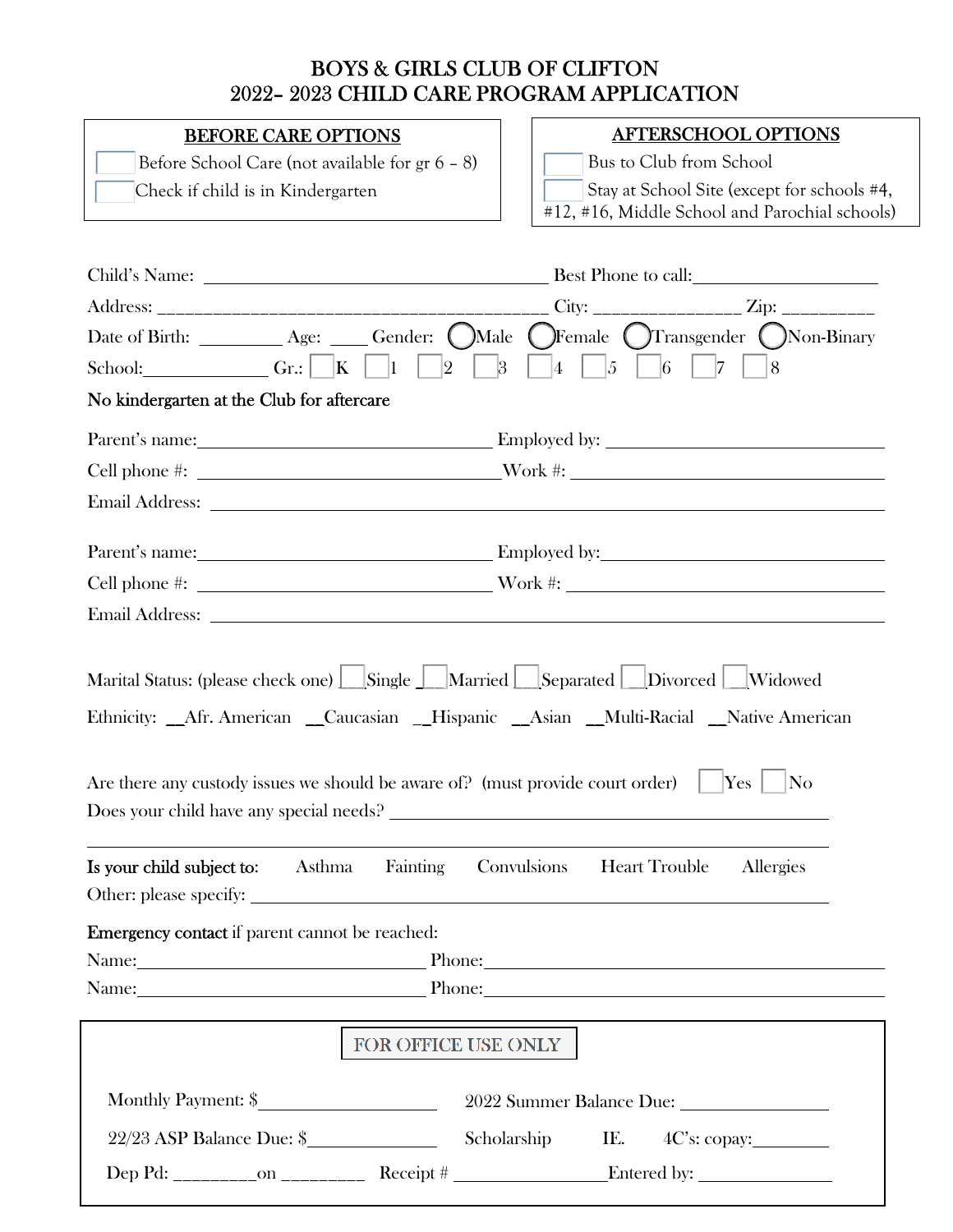# BOYS & GIRLS CLUB OF CLIFTON
# 2022– 2023 CHILD CARE PROGRAM APPLICATION

**BEFORE CARE OPTIONS**

☐ Before School Care (not available for gr 6 – 8)
☐ Check if child is in Kindergarten

**AFTERSCHOOL OPTIONS**

☐ Bus to Club from School
☐ Stay at School Site (except for schools #4, #12, #16, Middle School and Parochial schools)

Child's Name: ______________________________ Best Phone to call: ____________________

Address: ______________________________ City: ________________ Zip: __________

Date of Birth: _________ Age: ____ Gender: ◯ Male ◯ Female ◯ Transgender ◯ Non-Binary

School: ______________ Gr.: ☐ K ☐ 1 ☐ 2 ☐ 3 ☐ 4 ☐ 5 ☐ 6 ☐ 7 ☐ 8

No kindergarten at the Club for aftercare

Parent's name: ______________________________ Employed by: ______________________________

Cell phone #: ______________________________ Work #: ______________________________

Email Address: ______________________________

Parent's name: ______________________________ Employed by: ______________________________

Cell phone #: ______________________________ Work #: ______________________________

Email Address: ______________________________

Marital Status: (please check one) ☐ Single ☐ Married ☐ Separated ☐ Divorced ☐ Widowed

Ethnicity: __Afr. American __Caucasian __Hispanic __Asian __Multi-Racial __Native American

Are there any custody issues we should be aware of? (must provide court order) ☐ Yes ☐ No

Does your child have any special needs? ______________________________

______________________________

**Is your child subject to:** Asthma Fainting Convulsions Heart Trouble Allergies

Other: please specify: ______________________________

**Emergency contact** if parent cannot be reached:

Name: ______________________________ Phone: ______________________________

Name: ______________________________ Phone: ______________________________

**FOR OFFICE USE ONLY**

Monthly Payment: $____________________ 2022 Summer Balance Due: ________________

22/23 ASP Balance Due: $______________ Scholarship IE. 4C's: copay: ________

Dep Pd: _________on _________ Receipt # _________________ Entered by: _______________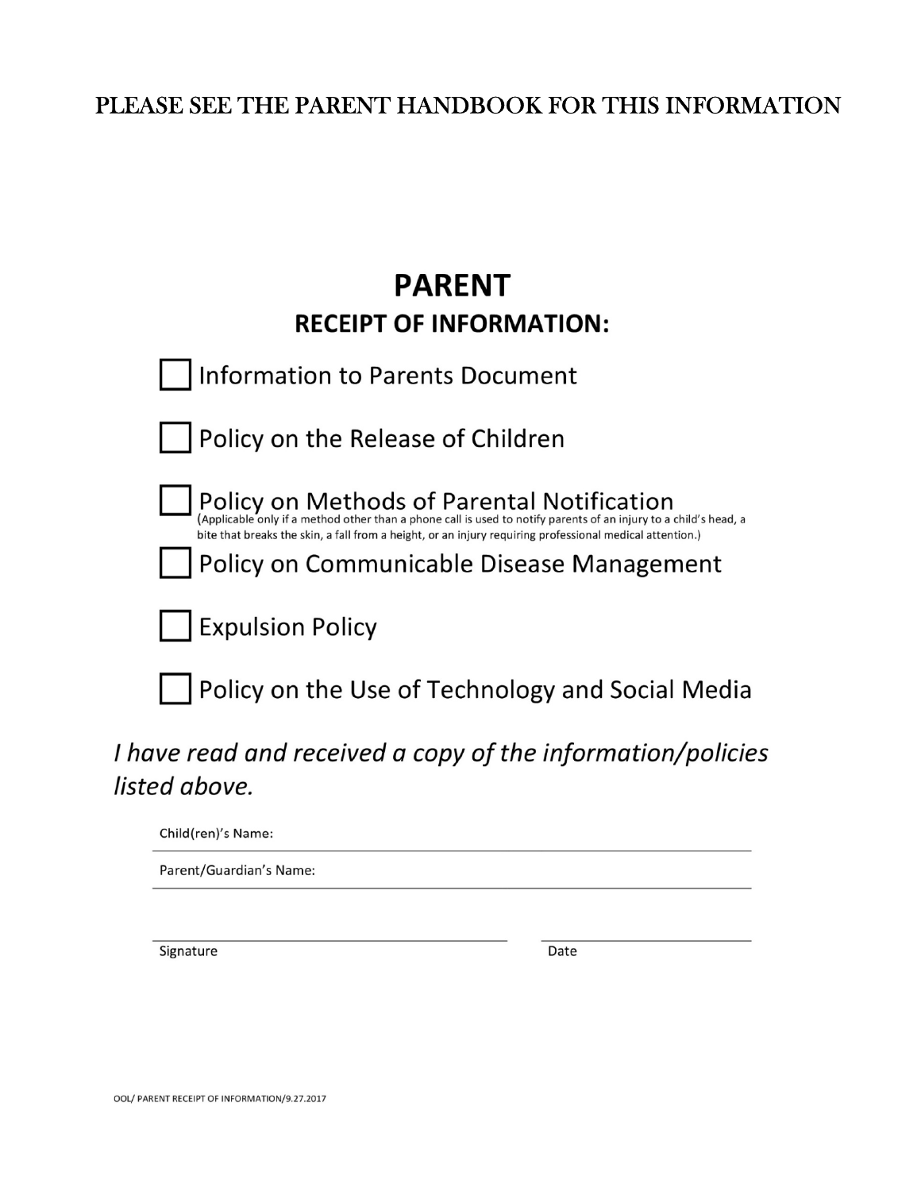PLEASE SEE THE PARENT HANDBOOK FOR THIS INFORMATION

# PARENT

## RECEIPT OF INFORMATION:

- [ ] Information to Parents Document
- [ ] Policy on the Release of Children
- [ ] Policy on Methods of Parental Notification
  (Applicable only if a method other than a phone call is used to notify parents of an injury to a child's head, a bite that breaks the skin, a fall from a height, or an injury requiring professional medical attention.)
- [ ] Policy on Communicable Disease Management
- [ ] Expulsion Policy
- [ ] Policy on the Use of Technology and Social Media

*I have read and received a copy of the information/policies listed above.*

Child(ren)'s Name: ______________________________________________

Parent/Guardian's Name: ______________________________________________

______________________________ ______________________
Signature Date

OOL/ PARENT RECEIPT OF INFORMATION/9.27.2017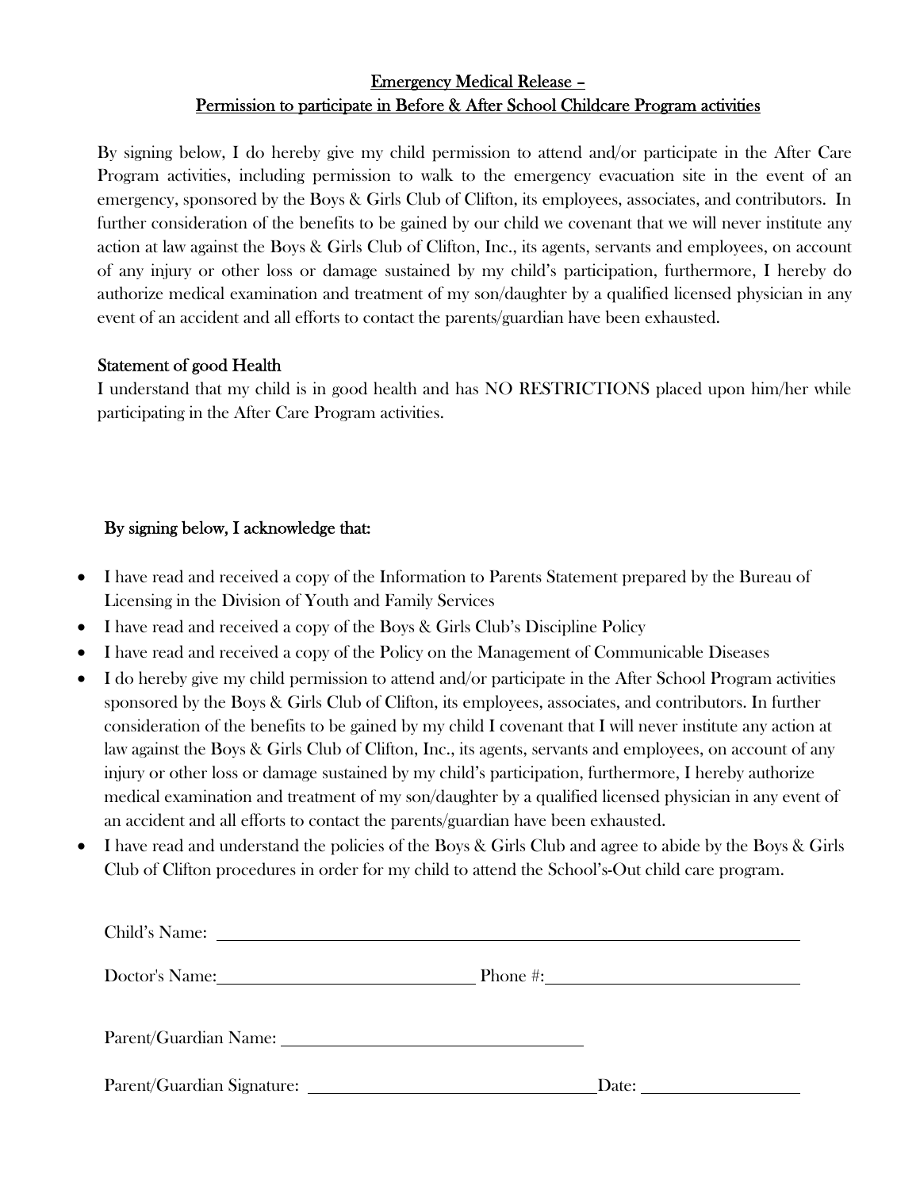## Emergency Medical Release – Permission to participate in Before & After School Childcare Program activities

By signing below, I do hereby give my child permission to attend and/or participate in the After Care Program activities, including permission to walk to the emergency evacuation site in the event of an emergency, sponsored by the Boys & Girls Club of Clifton, its employees, associates, and contributors. In further consideration of the benefits to be gained by our child we covenant that we will never institute any action at law against the Boys & Girls Club of Clifton, Inc., its agents, servants and employees, on account of any injury or other loss or damage sustained by my child's participation, furthermore, I hereby do authorize medical examination and treatment of my son/daughter by a qualified licensed physician in any event of an accident and all efforts to contact the parents/guardian have been exhausted.

### Statement of good Health

I understand that my child is in good health and has NO RESTRICTIONS placed upon him/her while participating in the After Care Program activities.

### By signing below, I acknowledge that:

- I have read and received a copy of the Information to Parents Statement prepared by the Bureau of Licensing in the Division of Youth and Family Services
- I have read and received a copy of the Boys & Girls Club's Discipline Policy
- I have read and received a copy of the Policy on the Management of Communicable Diseases
- I do hereby give my child permission to attend and/or participate in the After School Program activities sponsored by the Boys & Girls Club of Clifton, its employees, associates, and contributors. In further consideration of the benefits to be gained by my child I covenant that I will never institute any action at law against the Boys & Girls Club of Clifton, Inc., its agents, servants and employees, on account of any injury or other loss or damage sustained by my child's participation, furthermore, I hereby authorize medical examination and treatment of my son/daughter by a qualified licensed physician in any event of an accident and all efforts to contact the parents/guardian have been exhausted.
- I have read and understand the policies of the Boys & Girls Club and agree to abide by the Boys & Girls Club of Clifton procedures in order for my child to attend the School's-Out child care program.

Child's Name: ______________________________________________

Doctor's Name: ______________________ Phone #: ______________________

Parent/Guardian Name: ______________________________

Parent/Guardian Signature: ______________________________ Date: ______________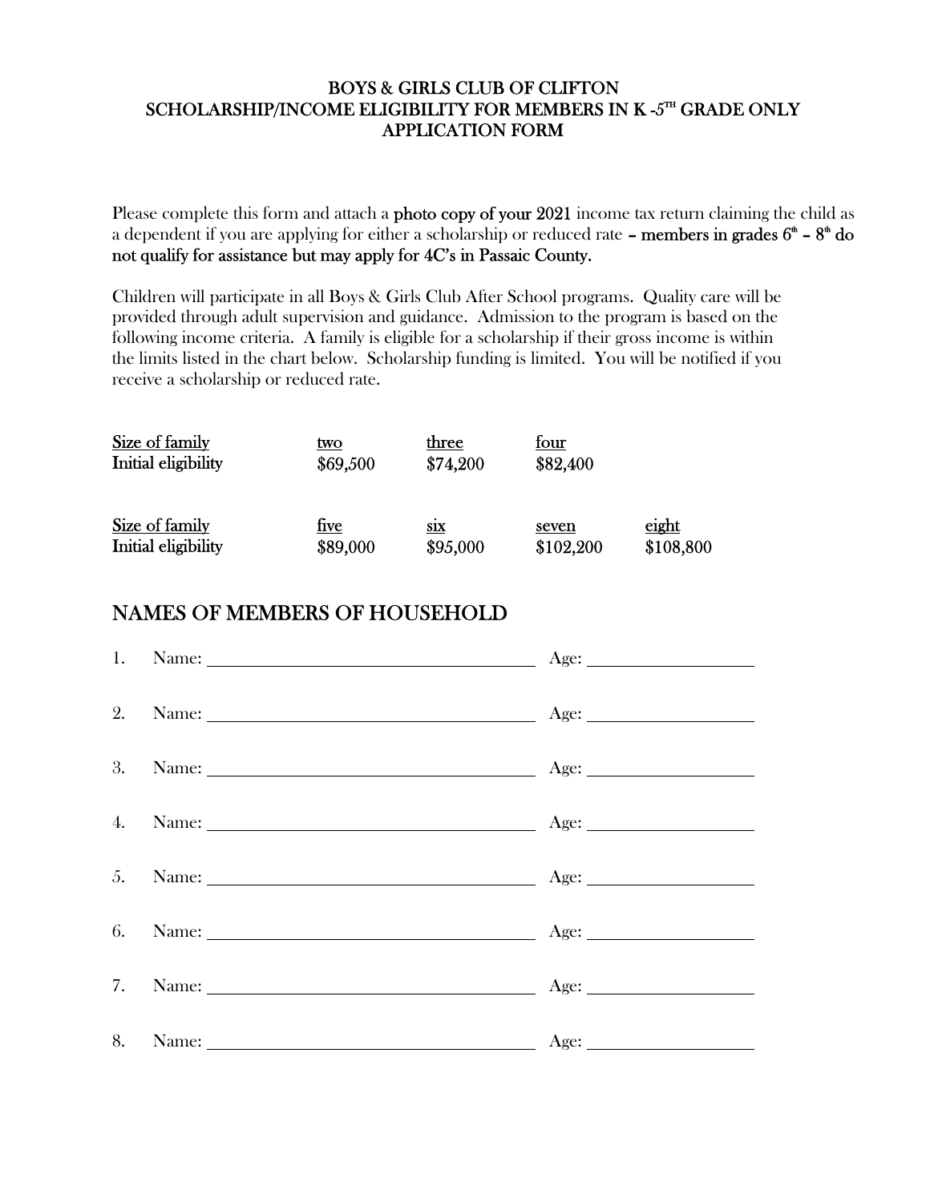# BOYS & GIRLS CLUB OF CLIFTON
# SCHOLARSHIP/INCOME ELIGIBILITY FOR MEMBERS IN K -5[TH] GRADE ONLY
# APPLICATION FORM

Please complete this form and attach a **photo copy of your 2021** income tax return claiming the child as a dependent if you are applying for either a scholarship or reduced rate **– members in grades 6[th] – 8[th] do not qualify for assistance but may apply for 4C's in Passaic County.**

Children will participate in all Boys & Girls Club After School programs. Quality care will be provided through adult supervision and guidance. Admission to the program is based on the following income criteria. A family is eligible for a scholarship if their gross income is within the limits listed in the chart below. Scholarship funding is limited. You will be notified if you receive a scholarship or reduced rate.

| Size of family | two | three | four | |
|---|---|---|---|---|
| Initial eligibility | $69,500 | $74,200 | $82,400 | |

| Size of family | five | six | seven | eight |
|---|---|---|---|---|
| Initial eligibility | $89,000 | $95,000 | $102,200 | $108,800 |

## NAMES OF MEMBERS OF HOUSEHOLD

1. Name: ______________________________ Age: ______________
2. Name: ______________________________ Age: ______________
3. Name: ______________________________ Age: ______________
4. Name: ______________________________ Age: ______________
5. Name: ______________________________ Age: ______________
6. Name: ______________________________ Age: ______________
7. Name: ______________________________ Age: ______________
8. Name: ______________________________ Age: ______________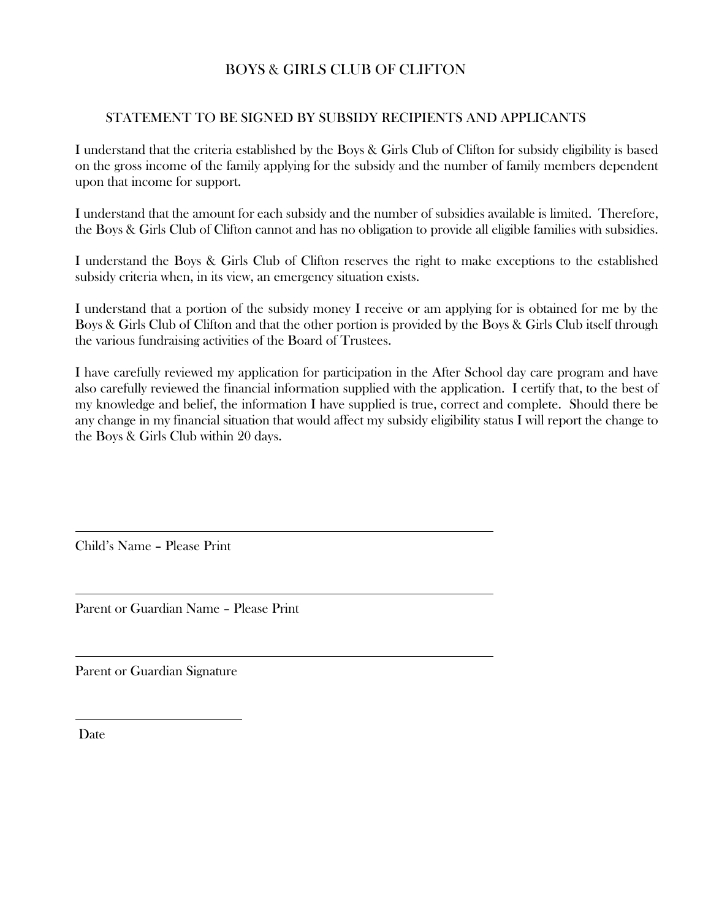# BOYS & GIRLS CLUB OF CLIFTON

## STATEMENT TO BE SIGNED BY SUBSIDY RECIPIENTS AND APPLICANTS

I understand that the criteria established by the Boys & Girls Club of Clifton for subsidy eligibility is based on the gross income of the family applying for the subsidy and the number of family members dependent upon that income for support.

I understand that the amount for each subsidy and the number of subsidies available is limited. Therefore, the Boys & Girls Club of Clifton cannot and has no obligation to provide all eligible families with subsidies.

I understand the Boys & Girls Club of Clifton reserves the right to make exceptions to the established subsidy criteria when, in its view, an emergency situation exists.

I understand that a portion of the subsidy money I receive or am applying for is obtained for me by the Boys & Girls Club of Clifton and that the other portion is provided by the Boys & Girls Club itself through the various fundraising activities of the Board of Trustees.

I have carefully reviewed my application for participation in the After School day care program and have also carefully reviewed the financial information supplied with the application. I certify that, to the best of my knowledge and belief, the information I have supplied is true, correct and complete. Should there be any change in my financial situation that would affect my subsidy eligibility status I will report the change to the Boys & Girls Club within 20 days.

______________________________________________

Child's Name – Please Print

______________________________________________

Parent or Guardian Name – Please Print

______________________________________________

Parent or Guardian Signature

_________________________

Date